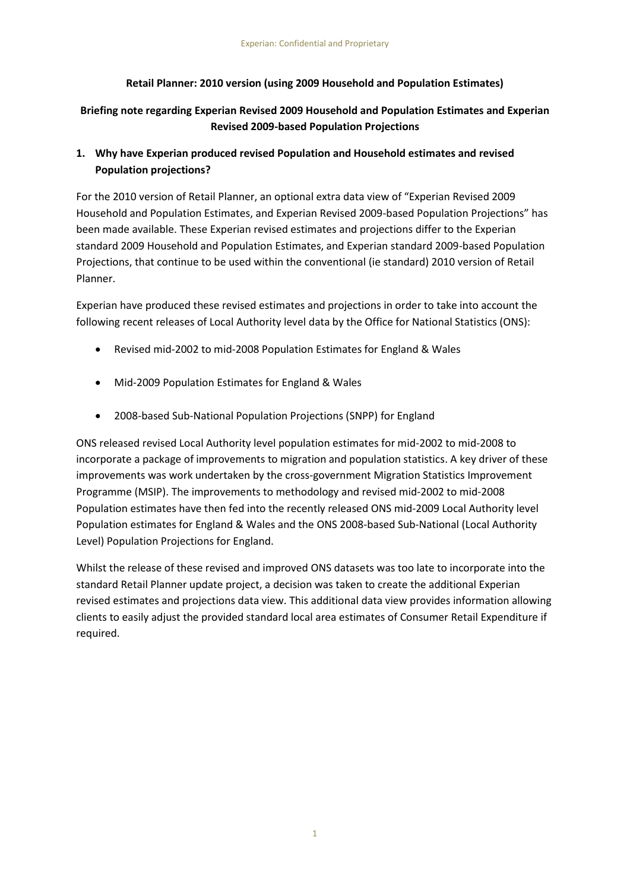**Retail Planner: 2010 version (using 2009 Household and Population Estimates)**

**Briefing note regarding Experian Revised 2009 Household and Population Estimates and Experian Revised 2009-based Population Projections**

## 1. Why have Experian produced revised Population and Household estimates and revised Population projections?

For the 2010 version of Retail Planner, an optional extra data view of "Experian Revised 2009 Household and Population Estimates, and Experian Revised 2009-based Population Projections" has been made available. These Experian revised estimates and projections differ to the Experian standard 2009 Household and Population Estimates, and Experian standard 2009-based Population Projections, that continue to be used within the conventional (ie standard) 2010 version of Retail Planner.

Experian have produced these revised estimates and projections in order to take into account the following recent releases of Local Authority level data by the Office for National Statistics (ONS):

- Revised mid-2002 to mid-2008 Population Estimates for England & Wales
- Mid-2009 Population Estimates for England & Wales
- 2008-based Sub-National Population Projections (SNPP) for England

ONS released revised Local Authority level population estimates for mid-2002 to mid-2008 to incorporate a package of improvements to migration and population statistics. A key driver of these improvements was work undertaken by the cross-government Migration Statistics Improvement Programme (MSIP). The improvements to methodology and revised mid-2002 to mid-2008 Population estimates have then fed into the recently released ONS mid-2009 Local Authority level Population estimates for England & Wales and the ONS 2008-based Sub-National (Local Authority Level) Population Projections for England.

Whilst the release of these revised and improved ONS datasets was too late to incorporate into the standard Retail Planner update project, a decision was taken to create the additional Experian revised estimates and projections data view. This additional data view provides information allowing clients to easily adjust the provided standard local area estimates of Consumer Retail Expenditure if required.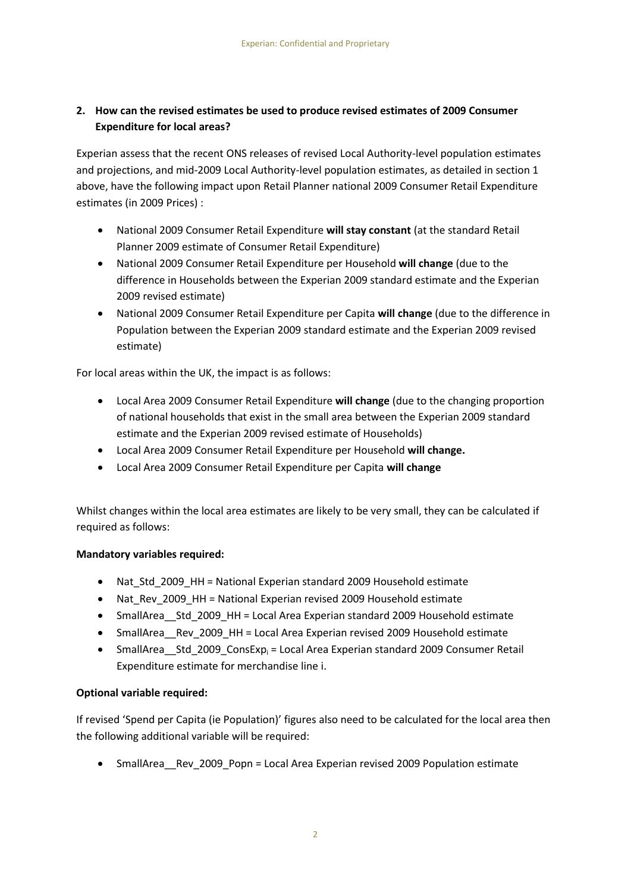## 2. How can the revised estimates be used to produce revised estimates of 2009 Consumer Expenditure for local areas?

Experian assess that the recent ONS releases of revised Local Authority-level population estimates and projections, and mid-2009 Local Authority-level population estimates, as detailed in section 1 above, have the following impact upon Retail Planner national 2009 Consumer Retail Expenditure estimates (in 2009 Prices) :

- National 2009 Consumer Retail Expenditure **will stay constant** (at the standard Retail Planner 2009 estimate of Consumer Retail Expenditure)
- National 2009 Consumer Retail Expenditure per Household **will change** (due to the difference in Households between the Experian 2009 standard estimate and the Experian 2009 revised estimate)
- National 2009 Consumer Retail Expenditure per Capita **will change** (due to the difference in Population between the Experian 2009 standard estimate and the Experian 2009 revised estimate)

For local areas within the UK, the impact is as follows:

- Local Area 2009 Consumer Retail Expenditure **will change** (due to the changing proportion of national households that exist in the small area between the Experian 2009 standard estimate and the Experian 2009 revised estimate of Households)
- Local Area 2009 Consumer Retail Expenditure per Household **will change.**
- Local Area 2009 Consumer Retail Expenditure per Capita **will change**

Whilst changes within the local area estimates are likely to be very small, they can be calculated if required as follows:

**Mandatory variables required:**

- Nat_Std_2009_HH = National Experian standard 2009 Household estimate
- Nat_Rev_2009_HH = National Experian revised 2009 Household estimate
- SmallArea__Std_2009_HH = Local Area Experian standard 2009 Household estimate
- SmallArea__Rev_2009_HH = Local Area Experian revised 2009 Household estimate
- SmallArea__Std_2009_ConsExp$_i$ = Local Area Experian standard 2009 Consumer Retail Expenditure estimate for merchandise line i.

**Optional variable required:**

If revised 'Spend per Capita (ie Population)' figures also need to be calculated for the local area then the following additional variable will be required:

- SmallArea__Rev_2009_Popn = Local Area Experian revised 2009 Population estimate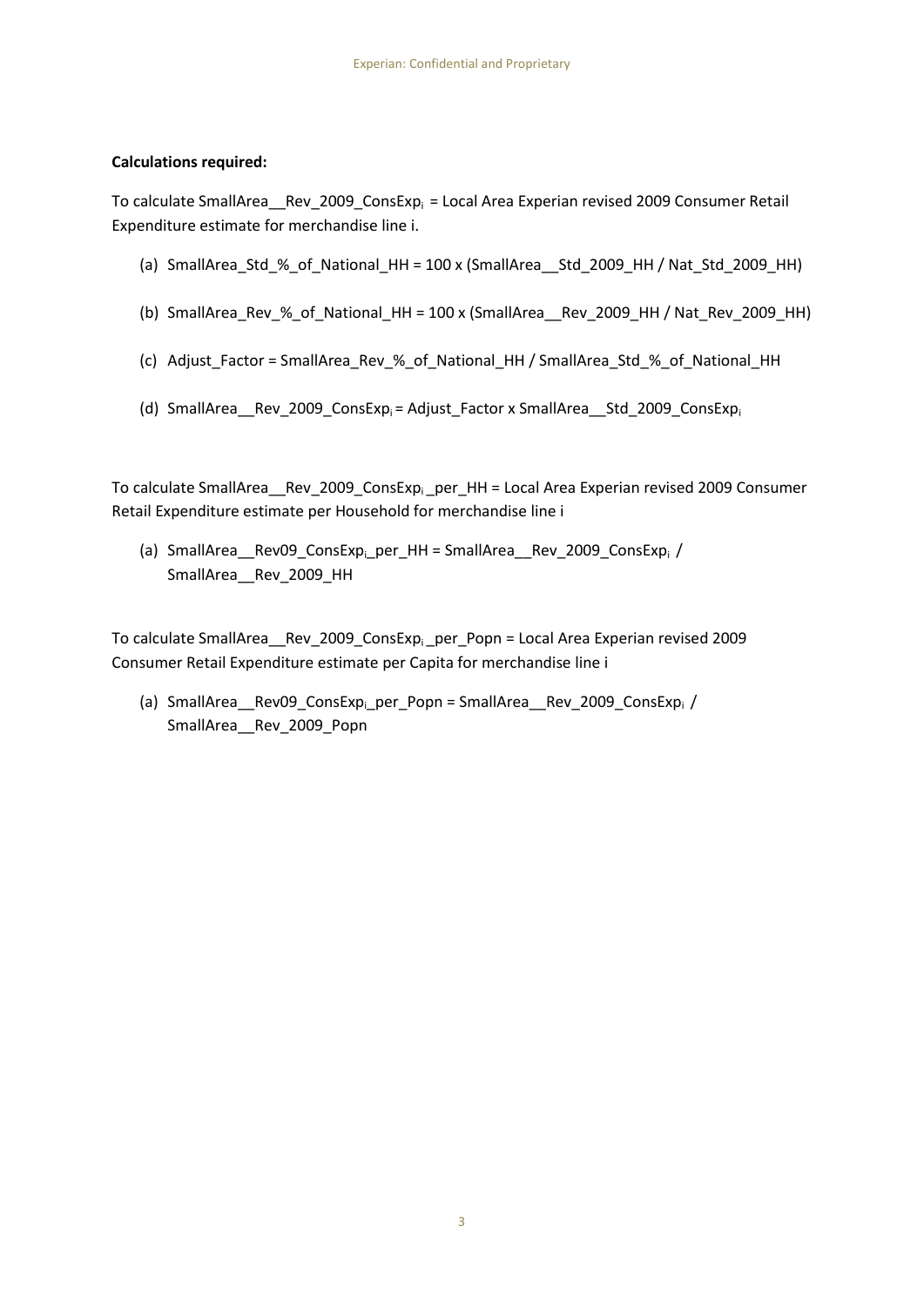**Calculations required:**

To calculate SmallArea__Rev_2009_ConsExp$_i$ = Local Area Experian revised 2009 Consumer Retail Expenditure estimate for merchandise line i.

(a) SmallArea_Std_%_of_National_HH = 100 x (SmallArea__Std_2009_HH / Nat_Std_2009_HH)

(b) SmallArea_Rev_%_of_National_HH = 100 x (SmallArea__Rev_2009_HH / Nat_Rev_2009_HH)

(c) Adjust_Factor = SmallArea_Rev_%_of_National_HH / SmallArea_Std_%_of_National_HH

(d) SmallArea__Rev_2009_ConsExp$_i$ = Adjust_Factor x SmallArea__Std_2009_ConsExp$_i$

To calculate SmallArea__Rev_2009_ConsExp$_i$ _per_HH = Local Area Experian revised 2009 Consumer Retail Expenditure estimate per Household for merchandise line i

(a) SmallArea__Rev09_ConsExp$_i$_per_HH = SmallArea__Rev_2009_ConsExp$_i$ / SmallArea__Rev_2009_HH

To calculate SmallArea__Rev_2009_ConsExp$_i$ _per_Popn = Local Area Experian revised 2009 Consumer Retail Expenditure estimate per Capita for merchandise line i

(a) SmallArea__Rev09_ConsExp$_i$_per_Popn = SmallArea__Rev_2009_ConsExp$_i$ / SmallArea__Rev_2009_Popn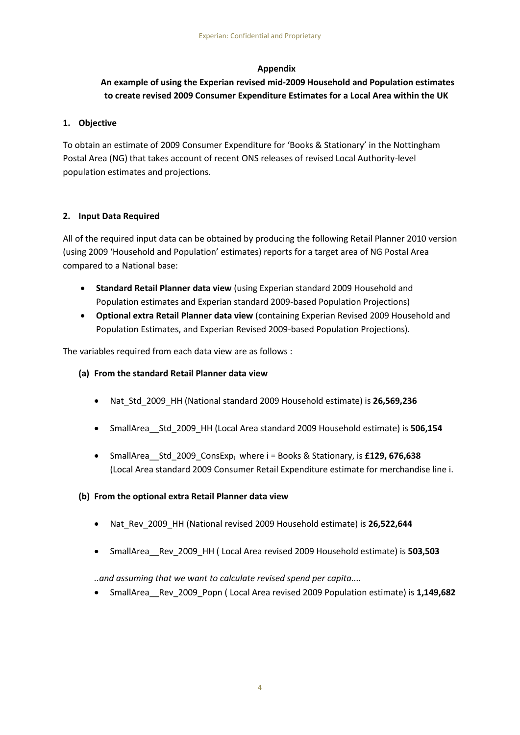**Appendix**

**An example of using the Experian revised mid-2009 Household and Population estimates to create revised 2009 Consumer Expenditure Estimates for a Local Area within the UK**

**1. Objective**

To obtain an estimate of 2009 Consumer Expenditure for 'Books & Stationary' in the Nottingham Postal Area (NG) that takes account of recent ONS releases of revised Local Authority-level population estimates and projections.

**2. Input Data Required**

All of the required input data can be obtained by producing the following Retail Planner 2010 version (using 2009 'Household and Population' estimates) reports for a target area of NG Postal Area compared to a National base:

- **Standard Retail Planner data view** (using Experian standard 2009 Household and Population estimates and Experian standard 2009-based Population Projections)
- **Optional extra Retail Planner data view** (containing Experian Revised 2009 Household and Population Estimates, and Experian Revised 2009-based Population Projections).

The variables required from each data view are as follows :

**(a) From the standard Retail Planner data view**

- Nat_Std_2009_HH (National standard 2009 Household estimate) is **26,569,236**
- SmallArea__Std_2009_HH (Local Area standard 2009 Household estimate) is **506,154**
- SmallArea__Std_2009_ConsExp$_i$ where i = Books & Stationary, is **£129, 676,638** (Local Area standard 2009 Consumer Retail Expenditure estimate for merchandise line i.

**(b) From the optional extra Retail Planner data view**

- Nat_Rev_2009_HH (National revised 2009 Household estimate) is **26,522,644**
- SmallArea__Rev_2009_HH ( Local Area revised 2009 Household estimate) is **503,503**

*..and assuming that we want to calculate revised spend per capita....*

- SmallArea__Rev_2009_Popn ( Local Area revised 2009 Population estimate) is **1,149,682**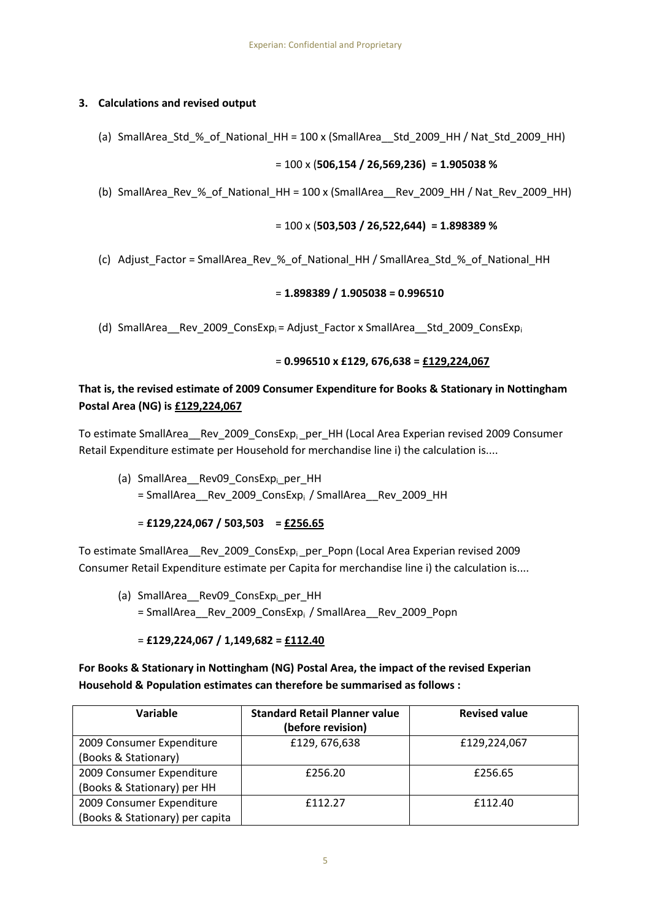## 3. Calculations and revised output

(a) SmallArea_Std_%_of_National_HH = 100 x (SmallArea__Std_2009_HH / Nat_Std_2009_HH)

= 100 x (**506,154 / 26,569,236) = 1.905038 %**

(b) SmallArea_Rev_%_of_National_HH = 100 x (SmallArea__Rev_2009_HH / Nat_Rev_2009_HH)

= 100 x (**503,503 / 26,522,644) = 1.898389 %**

(c) Adjust_Factor = SmallArea_Rev_%_of_National_HH / SmallArea_Std_%_of_National_HH

= **1.898389 / 1.905038 = 0.996510**

(d) SmallArea__Rev_2009_ConsExp$_i$ = Adjust_Factor x SmallArea__Std_2009_ConsExp$_i$

= **0.996510 x £129, 676,638 = <u>£129,224,067</u>**

**That is, the revised estimate of 2009 Consumer Expenditure for Books & Stationary in Nottingham Postal Area (NG) is <u>£129,224,067</u>**

To estimate SmallArea__Rev_2009_ConsExp$_i$_per_HH (Local Area Experian revised 2009 Consumer Retail Expenditure estimate per Household for merchandise line i) the calculation is....

(a) SmallArea__Rev09_ConsExp$_i$_per_HH
= SmallArea__Rev_2009_ConsExp$_i$ / SmallArea__Rev_2009_HH

= **£129,224,067 / 503,503 = <u>£256.65</u>**

To estimate SmallArea__Rev_2009_ConsExp$_i$_per_Popn (Local Area Experian revised 2009 Consumer Retail Expenditure estimate per Capita for merchandise line i) the calculation is....

(a) SmallArea__Rev09_ConsExp$_i$_per_HH
= SmallArea__Rev_2009_ConsExp$_i$ / SmallArea__Rev_2009_Popn

= **£129,224,067 / 1,149,682 = <u>£112.40</u>**

**For Books & Stationary in Nottingham (NG) Postal Area, the impact of the revised Experian Household & Population estimates can therefore be summarised as follows :**

| Variable | Standard Retail Planner value (before revision) | Revised value |
|---|---|---|
| 2009 Consumer Expenditure (Books & Stationary) | £129, 676,638 | £129,224,067 |
| 2009 Consumer Expenditure (Books & Stationary) per HH | £256.20 | £256.65 |
| 2009 Consumer Expenditure (Books & Stationary) per capita | £112.27 | £112.40 |